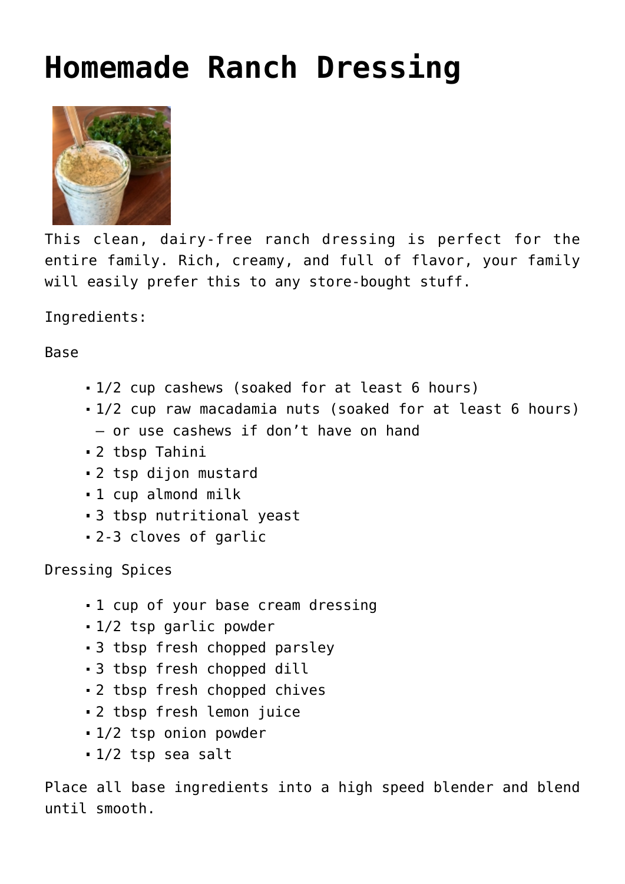# Homemade Ranch Dressing

This clean, dairy-free ranch dressing is perfect for the entire family. Rich, creamy, and full of flavor, your family will easily prefer this to any store-bought stuff.

Ingredients:

Base

- 1/2 cup cashews (soaked for at least 6 hours)
- 1/2 cup raw macadamia nuts (soaked for at least 6 hours) – or use cashews if don't have on hand
- 2 tbsp Tahini
- 2 tsp dijon mustard
- 1 cup almond milk
- 3 tbsp nutritional yeast
- 2-3 cloves of garlic

Dressing Spices

- 1 cup of your base cream dressing
- 1/2 tsp garlic powder
- 3 tbsp fresh chopped parsley
- 3 tbsp fresh chopped dill
- 2 tbsp fresh chopped chives
- 2 tbsp fresh lemon juice
- 1/2 tsp onion powder
- 1/2 tsp sea salt

Place all base ingredients into a high speed blender and blend until smooth.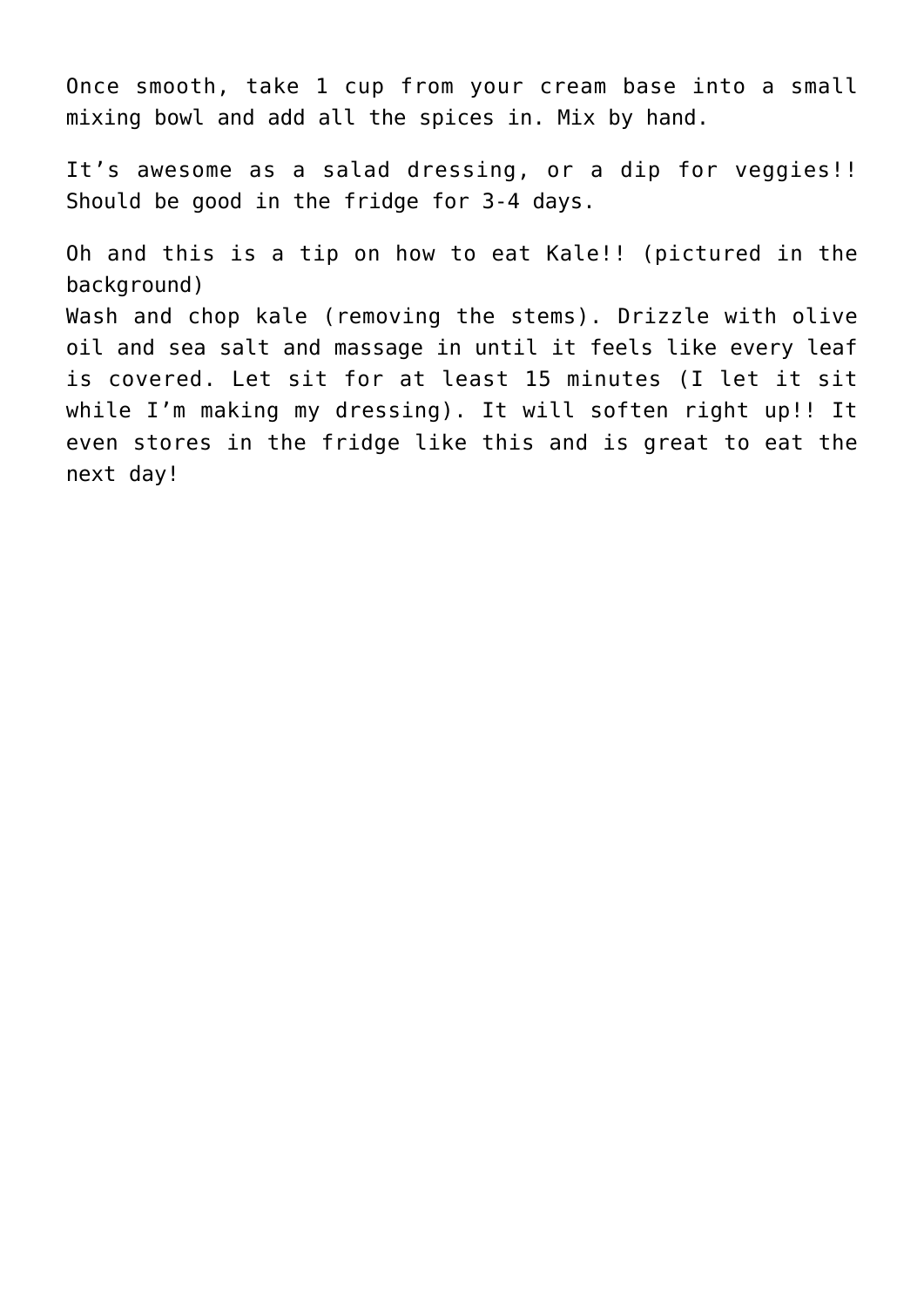Once smooth, take 1 cup from your cream base into a small mixing bowl and add all the spices in. Mix by hand.

It's awesome as a salad dressing, or a dip for veggies!! Should be good in the fridge for 3-4 days.

Oh and this is a tip on how to eat Kale!! (pictured in the background)
Wash and chop kale (removing the stems). Drizzle with olive oil and sea salt and massage in until it feels like every leaf is covered. Let sit for at least 15 minutes (I let it sit while I'm making my dressing). It will soften right up!! It even stores in the fridge like this and is great to eat the next day!